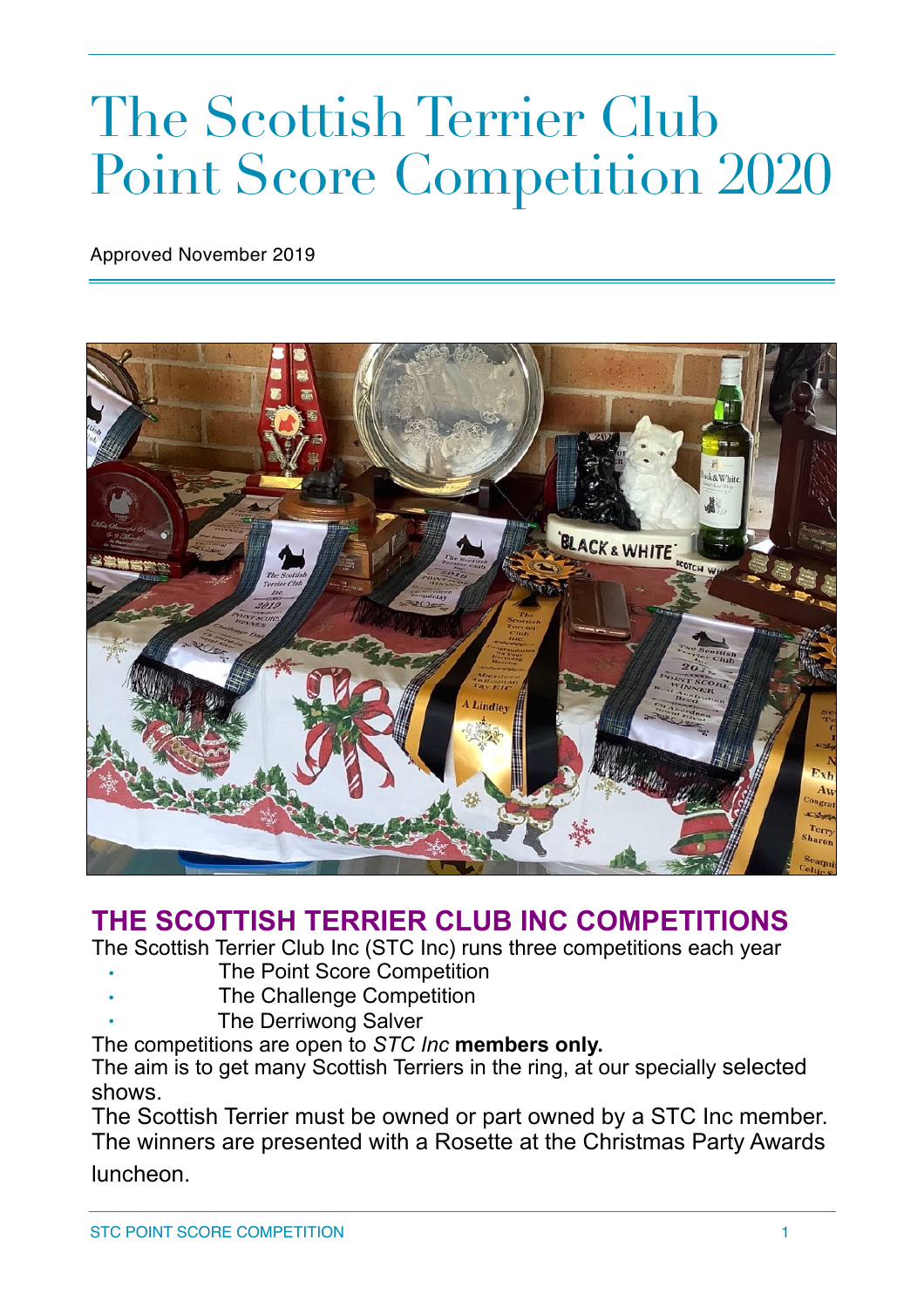# The Scottish Terrier Club Point Score Competition 2020

Approved November 2019

## THE SCOTTISH TERRIER CLUB INC COMPETITIONS

The Scottish Terrier Club Inc (STC Inc) runs three competitions each year

- The Point Score Competition
- The Challenge Competition
- The Derriwong Salver

The competitions are open to *STC Inc* **members only.**

The aim is to get many Scottish Terriers in the ring, at our specially selected shows.

The Scottish Terrier must be owned or part owned by a STC Inc member.

The winners are presented with a Rosette at the Christmas Party Awards luncheon.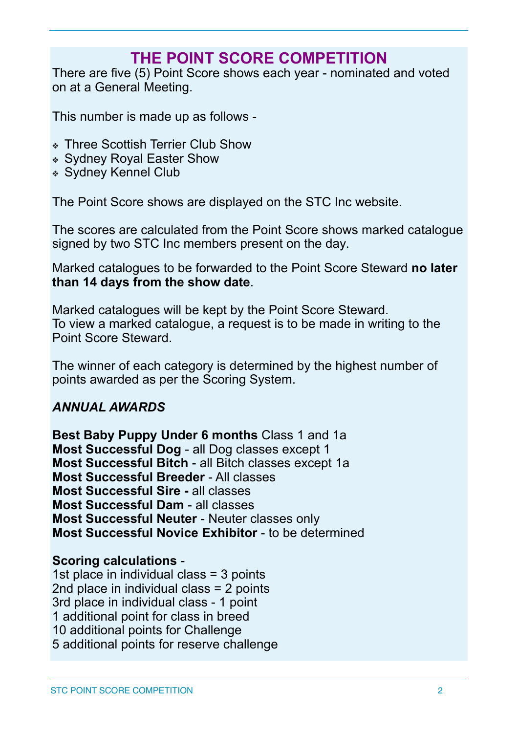# THE POINT SCORE COMPETITION

There are five (5) Point Score shows each year - nominated and voted on at a General Meeting.

This number is made up as follows -

- Three Scottish Terrier Club Show
- Sydney Royal Easter Show
- Sydney Kennel Club

The Point Score shows are displayed on the STC Inc website.

The scores are calculated from the Point Score shows marked catalogue signed by two STC Inc members present on the day.

Marked catalogues to be forwarded to the Point Score Steward **no later than 14 days from the show date**.

Marked catalogues will be kept by the Point Score Steward.
To view a marked catalogue, a request is to be made in writing to the Point Score Steward.

The winner of each category is determined by the highest number of points awarded as per the Scoring System.

***ANNUAL AWARDS***

**Best Baby Puppy Under 6 months** Class 1 and 1a
**Most Successful Dog** - all Dog classes except 1
**Most Successful Bitch** - all Bitch classes except 1a
**Most Successful Breeder** - All classes
**Most Successful Sire -** all classes
**Most Successful Dam** - all classes
**Most Successful Neuter** - Neuter classes only
**Most Successful Novice Exhibitor** - to be determined

**Scoring calculations** -
1st place in individual class = 3 points
2nd place in individual class = 2 points
3rd place in individual class - 1 point
1 additional point for class in breed
10 additional points for Challenge
5 additional points for reserve challenge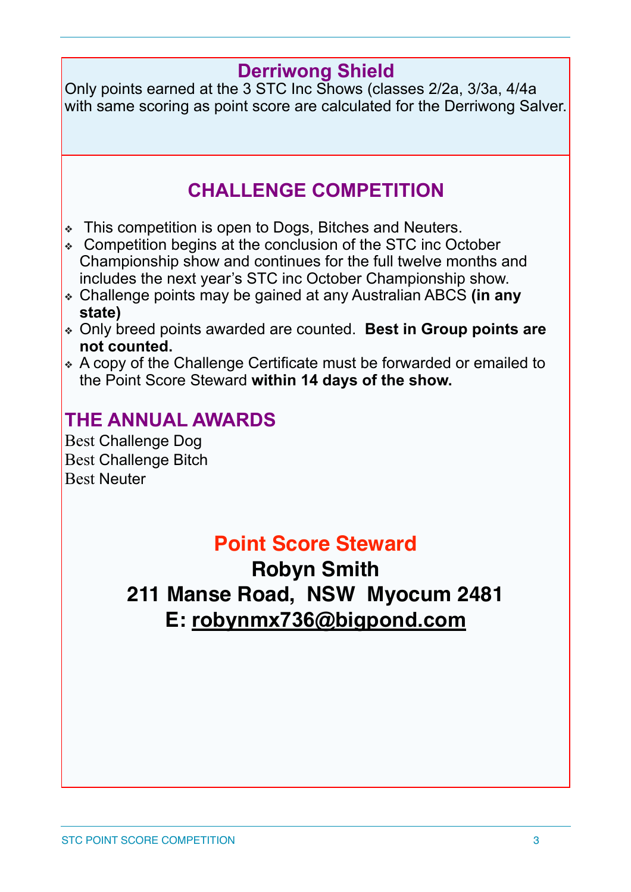## Derriwong Shield

Only points earned at the 3 STC Inc Shows (classes 2/2a, 3/3a, 4/4a with same scoring as point score are calculated for the Derriwong Salver.

## CHALLENGE COMPETITION

- This competition is open to Dogs, Bitches and Neuters.
- Competition begins at the conclusion of the STC inc October Championship show and continues for the full twelve months and includes the next year's STC inc October Championship show.
- Challenge points may be gained at any Australian ABCS **(in any state)**
- Only breed points awarded are counted. **Best in Group points are not counted.**
- A copy of the Challenge Certificate must be forwarded or emailed to the Point Score Steward **within 14 days of the show.**

## THE ANNUAL AWARDS

Best Challenge Dog
Best Challenge Bitch
Best Neuter

## Point Score Steward

**Robyn Smith**
**211 Manse Road, NSW Myocum 2481**
**E: robynmx736@bigpond.com**